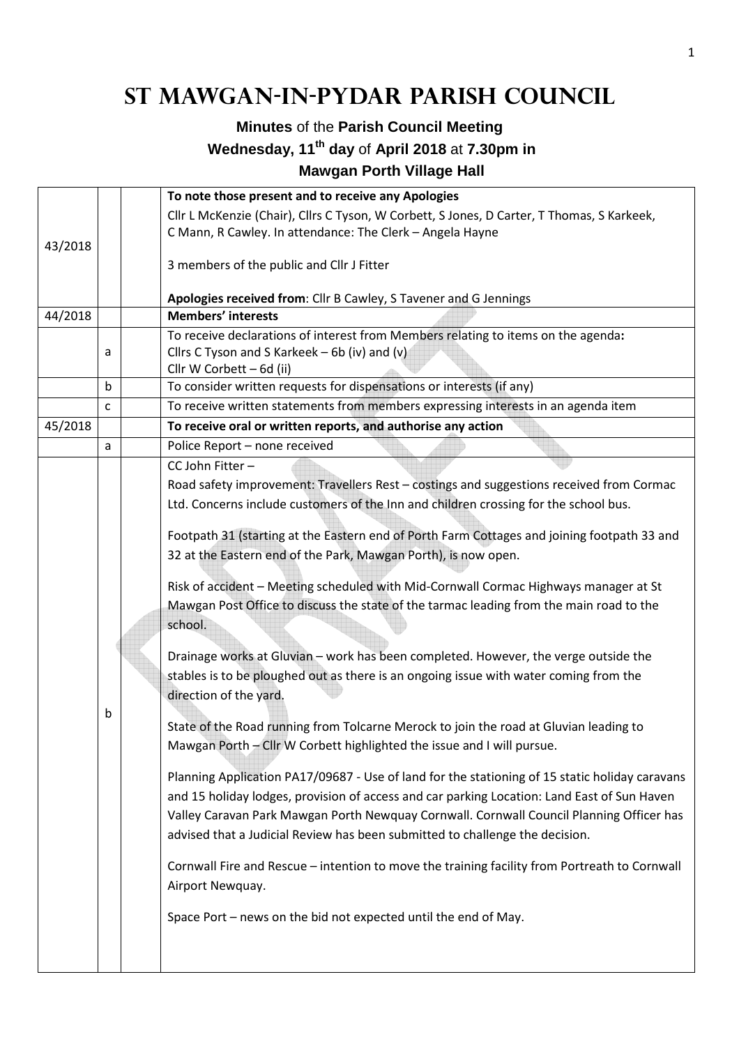# St Mawgan-in-Pydar Parish Council

### Minutes of the Parish Council Meeting
### Wednesday, 11th day of April 2018 at 7.30pm in
### Mawgan Porth Village Hall

| | | | |
|---|---|---|---|
| 43/2018 | | | **To note those present and to receive any Apologies**<br>Cllr L McKenzie (Chair), Cllrs C Tyson, W Corbett, S Jones, D Carter, T Thomas, S Karkeek, C Mann, R Cawley. In attendance: The Clerk – Angela Hayne<br><br>3 members of the public and Cllr J Fitter<br><br>**Apologies received from**: Cllr B Cawley, S Tavener and G Jennings |
| 44/2018 | | | **Members' interests** |
| | a | | To receive declarations of interest from Members relating to items on the agenda**:**<br>Cllrs C Tyson and S Karkeek – 6b (iv) and (v)<br>Cllr W Corbett – 6d (ii) |
| | b | | To consider written requests for dispensations or interests (if any) |
| | c | | To receive written statements from members expressing interests in an agenda item |
| 45/2018 | | | **To receive oral or written reports, and authorise any action** |
| | a | | Police Report – none received |
| | b | | CC John Fitter –<br>Road safety improvement: Travellers Rest – costings and suggestions received from Cormac Ltd. Concerns include customers of the Inn and children crossing for the school bus.<br><br>Footpath 31 (starting at the Eastern end of Porth Farm Cottages and joining footpath 33 and 32 at the Eastern end of the Park, Mawgan Porth), is now open.<br><br>Risk of accident – Meeting scheduled with Mid-Cornwall Cormac Highways manager at St Mawgan Post Office to discuss the state of the tarmac leading from the main road to the school.<br><br>Drainage works at Gluvian – work has been completed. However, the verge outside the stables is to be ploughed out as there is an ongoing issue with water coming from the direction of the yard.<br><br>State of the Road running from Tolcarne Merock to join the road at Gluvian leading to Mawgan Porth – Cllr W Corbett highlighted the issue and I will pursue.<br><br>Planning Application PA17/09687 - Use of land for the stationing of 15 static holiday caravans and 15 holiday lodges, provision of access and car parking Location: Land East of Sun Haven Valley Caravan Park Mawgan Porth Newquay Cornwall. Cornwall Council Planning Officer has advised that a Judicial Review has been submitted to challenge the decision.<br><br>Cornwall Fire and Rescue – intention to move the training facility from Portreath to Cornwall Airport Newquay.<br><br>Space Port – news on the bid not expected until the end of May. |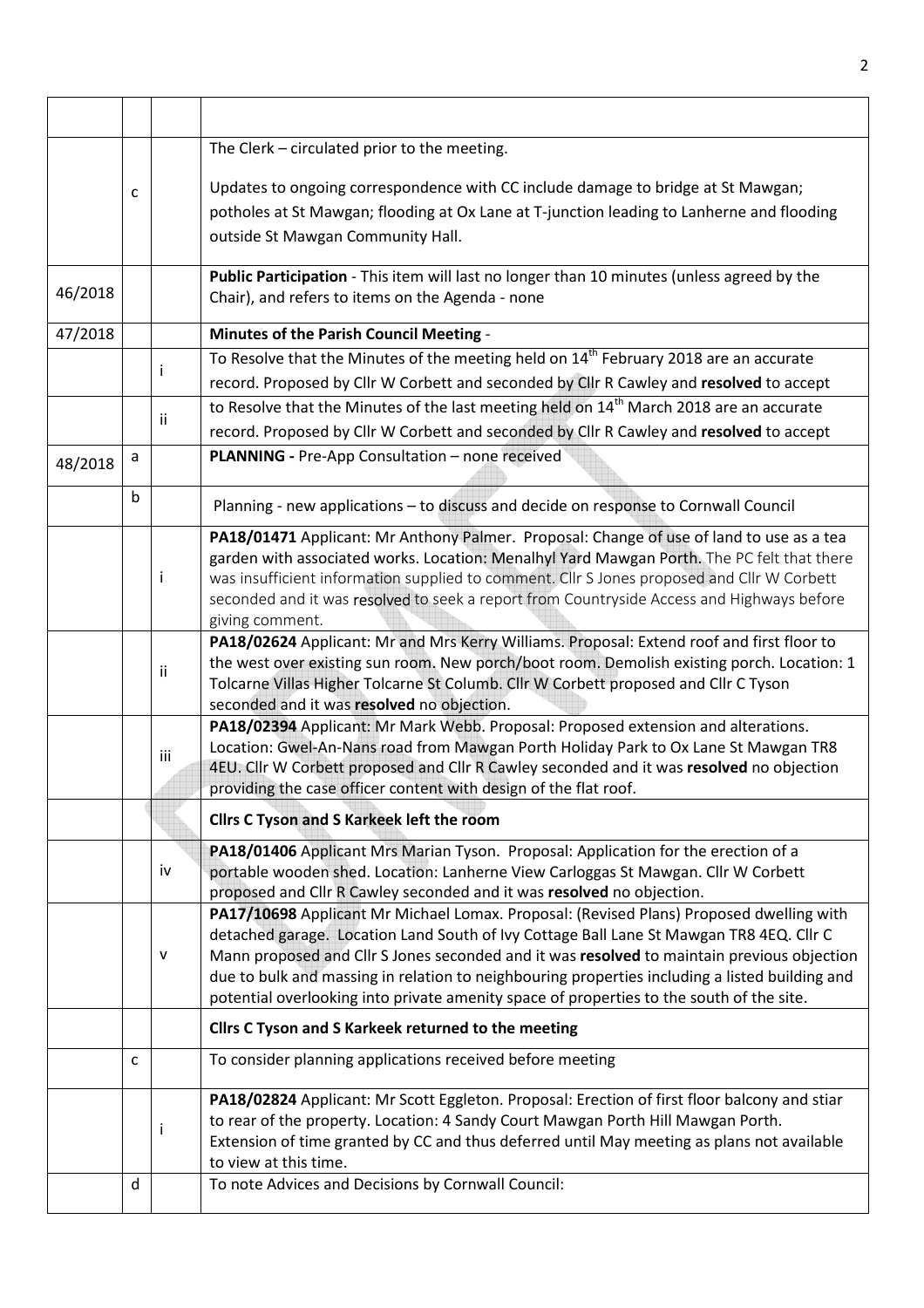| | | | |
|---|---|---|---|
| | | | |
| | c | | The Clerk – circulated prior to the meeting.<br><br>Updates to ongoing correspondence with CC include damage to bridge at St Mawgan; potholes at St Mawgan; flooding at Ox Lane at T-junction leading to Lanherne and flooding outside St Mawgan Community Hall. |
| 46/2018 | | | **Public Participation** - This item will last no longer than 10 minutes (unless agreed by the Chair), and refers to items on the Agenda - none |
| 47/2018 | | | **Minutes of the Parish Council Meeting** - |
| | | i | To Resolve that the Minutes of the meeting held on 14th February 2018 are an accurate record. Proposed by Cllr W Corbett and seconded by Cllr R Cawley and **resolved** to accept |
| | | ii | to Resolve that the Minutes of the last meeting held on 14th March 2018 are an accurate record. Proposed by Cllr W Corbett and seconded by Cllr R Cawley and **resolved** to accept |
| 48/2018 | a | | **PLANNING -** Pre-App Consultation – none received |
| | b | | Planning - new applications – to discuss and decide on response to Cornwall Council |
| | | i | **PA18/01471** Applicant: Mr Anthony Palmer. Proposal: Change of use of land to use as a tea garden with associated works. Location: Menalhyl Yard Mawgan Porth. The PC felt that there was insufficient information supplied to comment. Cllr S Jones proposed and Cllr W Corbett seconded and it was resolved to seek a report from Countryside Access and Highways before giving comment. |
| | | ii | **PA18/02624** Applicant: Mr and Mrs Kerry Williams. Proposal: Extend roof and first floor to the west over existing sun room. New porch/boot room. Demolish existing porch. Location: 1 Tolcarne Villas Higher Tolcarne St Columb. Cllr W Corbett proposed and Cllr C Tyson seconded and it was **resolved** no objection. |
| | | iii | **PA18/02394** Applicant: Mr Mark Webb. Proposal: Proposed extension and alterations. Location: Gwel-An-Nans road from Mawgan Porth Holiday Park to Ox Lane St Mawgan TR8 4EU. Cllr W Corbett proposed and Cllr R Cawley seconded and it was **resolved** no objection providing the case officer content with design of the flat roof. |
| | | | **Cllrs C Tyson and S Karkeek left the room** |
| | | iv | **PA18/01406** Applicant Mrs Marian Tyson. Proposal: Application for the erection of a portable wooden shed. Location: Lanherne View Carloggas St Mawgan. Cllr W Corbett proposed and Cllr R Cawley seconded and it was **resolved** no objection. |
| | | v | **PA17/10698** Applicant Mr Michael Lomax. Proposal: (Revised Plans) Proposed dwelling with detached garage. Location Land South of Ivy Cottage Ball Lane St Mawgan TR8 4EQ. Cllr C Mann proposed and Cllr S Jones seconded and it was **resolved** to maintain previous objection due to bulk and massing in relation to neighbouring properties including a listed building and potential overlooking into private amenity space of properties to the south of the site. |
| | | | **Cllrs C Tyson and S Karkeek returned to the meeting** |
| | c | | To consider planning applications received before meeting |
| | | i | **PA18/02824** Applicant: Mr Scott Eggleton. Proposal: Erection of first floor balcony and stiar to rear of the property. Location: 4 Sandy Court Mawgan Porth Hill Mawgan Porth. Extension of time granted by CC and thus deferred until May meeting as plans not available to view at this time. |
| | d | | To note Advices and Decisions by Cornwall Council: |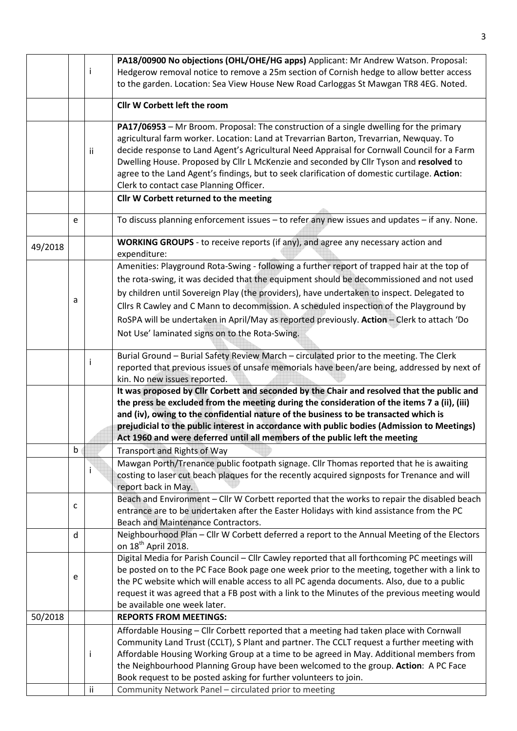| | | | |
|---|---|---|---|
| | | i | **PA18/00900 No objections (OHL/OHE/HG apps)** Applicant: Mr Andrew Watson. Proposal: Hedgerow removal notice to remove a 25m section of Cornish hedge to allow better access to the garden. Location: Sea View House New Road Carloggas St Mawgan TR8 4EG. Noted. |
| | | | **Cllr W Corbett left the room** |
| | | ii | **PA17/06953** – Mr Broom. Proposal: The construction of a single dwelling for the primary agricultural farm worker. Location: Land at Trevarrian Barton, Trevarrian, Newquay. To decide response to Land Agent's Agricultural Need Appraisal for Cornwall Council for a Farm Dwelling House. Proposed by Cllr L McKenzie and seconded by Cllr Tyson and **resolved** to agree to the Land Agent's findings, but to seek clarification of domestic curtilage. **Action**: Clerk to contact case Planning Officer. |
| | | | **Cllr W Corbett returned to the meeting** |
| | e | | To discuss planning enforcement issues – to refer any new issues and updates – if any. None. |
| 49/2018 | | | **WORKING GROUPS** - to receive reports (if any), and agree any necessary action and expenditure: |
| | a | | Amenities: Playground Rota-Swing - following a further report of trapped hair at the top of the rota-swing, it was decided that the equipment should be decommissioned and not used by children until Sovereign Play (the providers), have undertaken to inspect. Delegated to Cllrs R Cawley and C Mann to decommission. A scheduled inspection of the Playground by RoSPA will be undertaken in April/May as reported previously. **Action** – Clerk to attach 'Do Not Use' laminated signs on to the Rota-Swing. |
| | | i | Burial Ground – Burial Safety Review March – circulated prior to the meeting. The Clerk reported that previous issues of unsafe memorials have been/are being, addressed by next of kin. No new issues reported. |
| | | | **It was proposed by Cllr Corbett and seconded by the Chair and resolved that the public and the press be excluded from the meeting during the consideration of the items 7 a (ii), (iii) and (iv), owing to the confidential nature of the business to be transacted which is prejudicial to the public interest in accordance with public bodies (Admission to Meetings) Act 1960 and were deferred until all members of the public left the meeting** |
| | b | | Transport and Rights of Way |
| | | i | Mawgan Porth/Trenance public footpath signage. Cllr Thomas reported that he is awaiting costing to laser cut beach plaques for the recently acquired signposts for Trenance and will report back in May. |
| | c | | Beach and Environment – Cllr W Corbett reported that the works to repair the disabled beach entrance are to be undertaken after the Easter Holidays with kind assistance from the PC Beach and Maintenance Contractors. |
| | d | | Neighbourhood Plan – Cllr W Corbett deferred a report to the Annual Meeting of the Electors on 18th April 2018. |
| | e | | Digital Media for Parish Council – Cllr Cawley reported that all forthcoming PC meetings will be posted on to the PC Face Book page one week prior to the meeting, together with a link to the PC website which will enable access to all PC agenda documents. Also, due to a public request it was agreed that a FB post with a link to the Minutes of the previous meeting would be available one week later. |
| 50/2018 | | | **REPORTS FROM MEETINGS:** |
| | | i | Affordable Housing – Cllr Corbett reported that a meeting had taken place with Cornwall Community Land Trust (CCLT), S Plant and partner. The CCLT request a further meeting with Affordable Housing Working Group at a time to be agreed in May. Additional members from the Neighbourhood Planning Group have been welcomed to the group. **Action**: A PC Face Book request to be posted asking for further volunteers to join. |
| | | ii | Community Network Panel – circulated prior to meeting |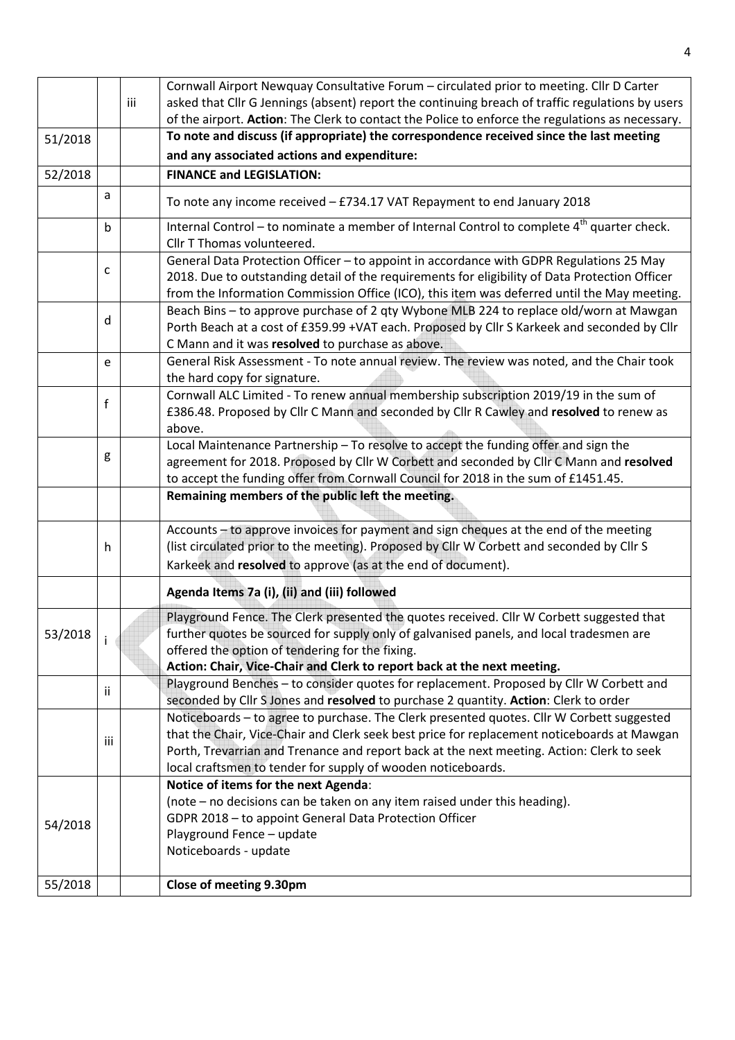| | | | |
|---|---|---|---|
| | | iii | Cornwall Airport Newquay Consultative Forum – circulated prior to meeting. Cllr D Carter asked that Cllr G Jennings (absent) report the continuing breach of traffic regulations by users of the airport. **Action**: The Clerk to contact the Police to enforce the regulations as necessary. |
| 51/2018 | | | **To note and discuss (if appropriate) the correspondence received since the last meeting and any associated actions and expenditure:** |
| 52/2018 | | | **FINANCE and LEGISLATION:** |
| | a | | To note any income received – £734.17 VAT Repayment to end January 2018 |
| | b | | Internal Control – to nominate a member of Internal Control to complete 4th quarter check. Cllr T Thomas volunteered. |
| | c | | General Data Protection Officer – to appoint in accordance with GDPR Regulations 25 May 2018. Due to outstanding detail of the requirements for eligibility of Data Protection Officer from the Information Commission Office (ICO), this item was deferred until the May meeting. |
| | d | | Beach Bins – to approve purchase of 2 qty Wybone MLB 224 to replace old/worn at Mawgan Porth Beach at a cost of £359.99 +VAT each. Proposed by Cllr S Karkeek and seconded by Cllr C Mann and it was **resolved** to purchase as above. |
| | e | | General Risk Assessment - To note annual review. The review was noted, and the Chair took the hard copy for signature. |
| | f | | Cornwall ALC Limited - To renew annual membership subscription 2019/19 in the sum of £386.48. Proposed by Cllr C Mann and seconded by Cllr R Cawley and **resolved** to renew as above. |
| | g | | Local Maintenance Partnership – To resolve to accept the funding offer and sign the agreement for 2018. Proposed by Cllr W Corbett and seconded by Cllr C Mann and **resolved** to accept the funding offer from Cornwall Council for 2018 in the sum of £1451.45. |
| | | | **Remaining members of the public left the meeting.** |
| | h | | Accounts – to approve invoices for payment and sign cheques at the end of the meeting (list circulated prior to the meeting). Proposed by Cllr W Corbett and seconded by Cllr S Karkeek and **resolved** to approve (as at the end of document). |
| | | | **Agenda Items 7a (i), (ii) and (iii) followed** |
| 53/2018 | i | | Playground Fence. The Clerk presented the quotes received. Cllr W Corbett suggested that further quotes be sourced for supply only of galvanised panels, and local tradesmen are offered the option of tendering for the fixing. **Action: Chair, Vice-Chair and Clerk to report back at the next meeting.** |
| | ii | | Playground Benches – to consider quotes for replacement. Proposed by Cllr W Corbett and seconded by Cllr S Jones and **resolved** to purchase 2 quantity. **Action**: Clerk to order |
| | iii | | Noticeboards – to agree to purchase. The Clerk presented quotes. Cllr W Corbett suggested that the Chair, Vice-Chair and Clerk seek best price for replacement noticeboards at Mawgan Porth, Trevarrian and Trenance and report back at the next meeting. Action: Clerk to seek local craftsmen to tender for supply of wooden noticeboards. |
| 54/2018 | | | **Notice of items for the next Agenda**: (note – no decisions can be taken on any item raised under this heading). GDPR 2018 – to appoint General Data Protection Officer Playground Fence – update Noticeboards - update |
| 55/2018 | | | **Close of meeting 9.30pm** |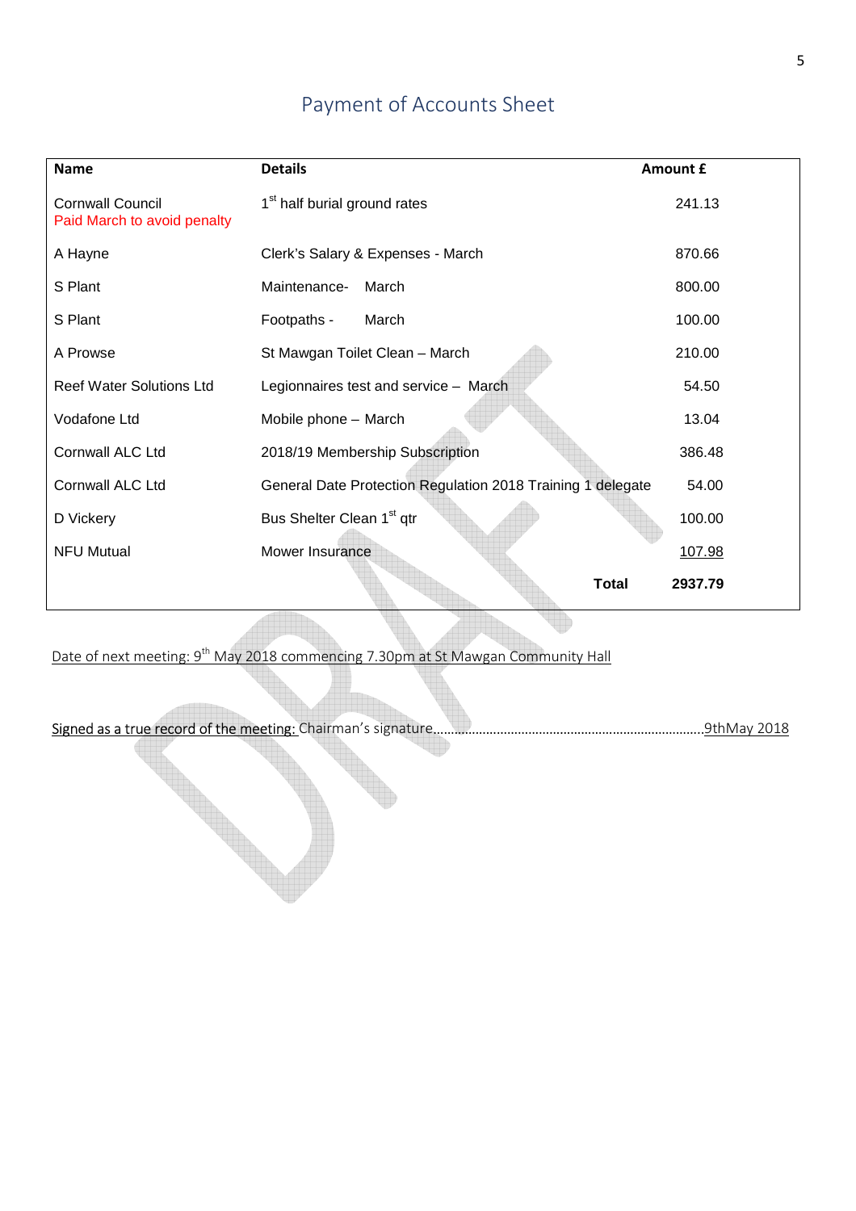# Payment of Accounts Sheet

| Name | Details | Amount £ |
|---|---|---|
| Cornwall Council<br>Paid March to avoid penalty | 1st half burial ground rates | 241.13 |
| A Hayne | Clerk's Salary & Expenses - March | 870.66 |
| S Plant | Maintenance- March | 800.00 |
| S Plant | Footpaths - March | 100.00 |
| A Prowse | St Mawgan Toilet Clean – March | 210.00 |
| Reef Water Solutions Ltd | Legionnaires test and service – March | 54.50 |
| Vodafone Ltd | Mobile phone – March | 13.04 |
| Cornwall ALC Ltd | 2018/19 Membership Subscription | 386.48 |
| Cornwall ALC Ltd | General Date Protection Regulation 2018 Training 1 delegate | 54.00 |
| D Vickery | Bus Shelter Clean 1st qtr | 100.00 |
| NFU Mutual | Mower Insurance | 107.98 |
| | **Total** | **2937.79** |

Date of next meeting: 9th May 2018 commencing 7.30pm at St Mawgan Community Hall

Signed as a true record of the meeting: Chairman's signature……………………………………………………………………….9thMay 2018